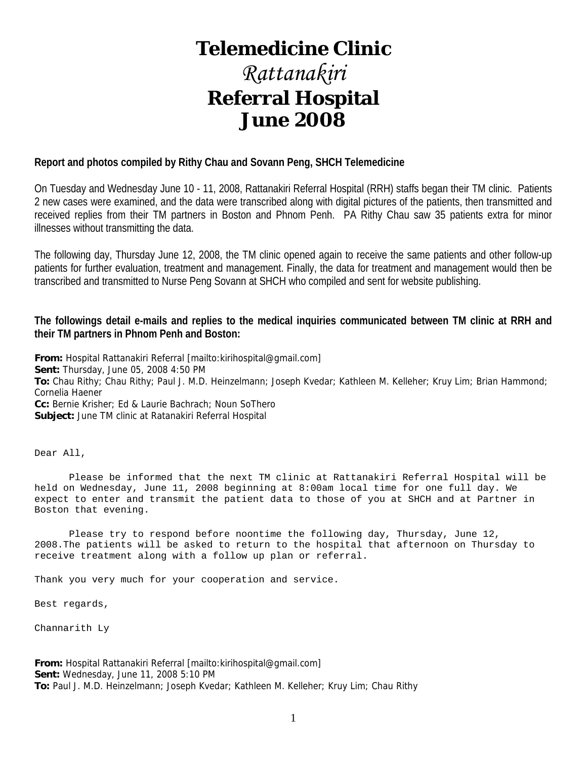# Telemedicine Clinic

# *Rattanakiri*

# Referral Hospital

# June 2008

**Report and photos compiled by Rithy Chau and Sovann Peng, SHCH Telemedicine**

On Tuesday and Wednesday June 10 - 11, 2008, Rattanakiri Referral Hospital (RRH) staffs began their TM clinic. Patients 2 new cases were examined, and the data were transcribed along with digital pictures of the patients, then transmitted and received replies from their TM partners in Boston and Phnom Penh. PA Rithy Chau saw 35 patients extra for minor illnesses without transmitting the data.

The following day, Thursday June 12, 2008, the TM clinic opened again to receive the same patients and other follow-up patients for further evaluation, treatment and management. Finally, the data for treatment and management would then be transcribed and transmitted to Nurse Peng Sovann at SHCH who compiled and sent for website publishing.

**The followings detail e-mails and replies to the medical inquiries communicated between TM clinic at RRH and their TM partners in Phnom Penh and Boston:**

**From:** Hospital Rattanakiri Referral [mailto:kirihospital@gmail.com]
**Sent:** Thursday, June 05, 2008 4:50 PM
**To:** Chau Rithy; Chau Rithy; Paul J. M.D. Heinzelmann; Joseph Kvedar; Kathleen M. Kelleher; Kruy Lim; Brian Hammond; Cornelia Haener
**Cc:** Bernie Krisher; Ed & Laurie Bachrach; Noun SoThero
**Subject:** June TM clinic at Ratanakiri Referral Hospital

Dear All,

Please be informed that the next TM clinic at Rattanakiri Referral Hospital will be held on Wednesday, June 11, 2008 beginning at 8:00am local time for one full day. We expect to enter and transmit the patient data to those of you at SHCH and at Partner in Boston that evening.

Please try to respond before noontime the following day, Thursday, June 12, 2008.The patients will be asked to return to the hospital that afternoon on Thursday to receive treatment along with a follow up plan or referral.

Thank you very much for your cooperation and service.

Best regards,

Channarith Ly

**From:** Hospital Rattanakiri Referral [mailto:kirihospital@gmail.com]
**Sent:** Wednesday, June 11, 2008 5:10 PM
**To:** Paul J. M.D. Heinzelmann; Joseph Kvedar; Kathleen M. Kelleher; Kruy Lim; Chau Rithy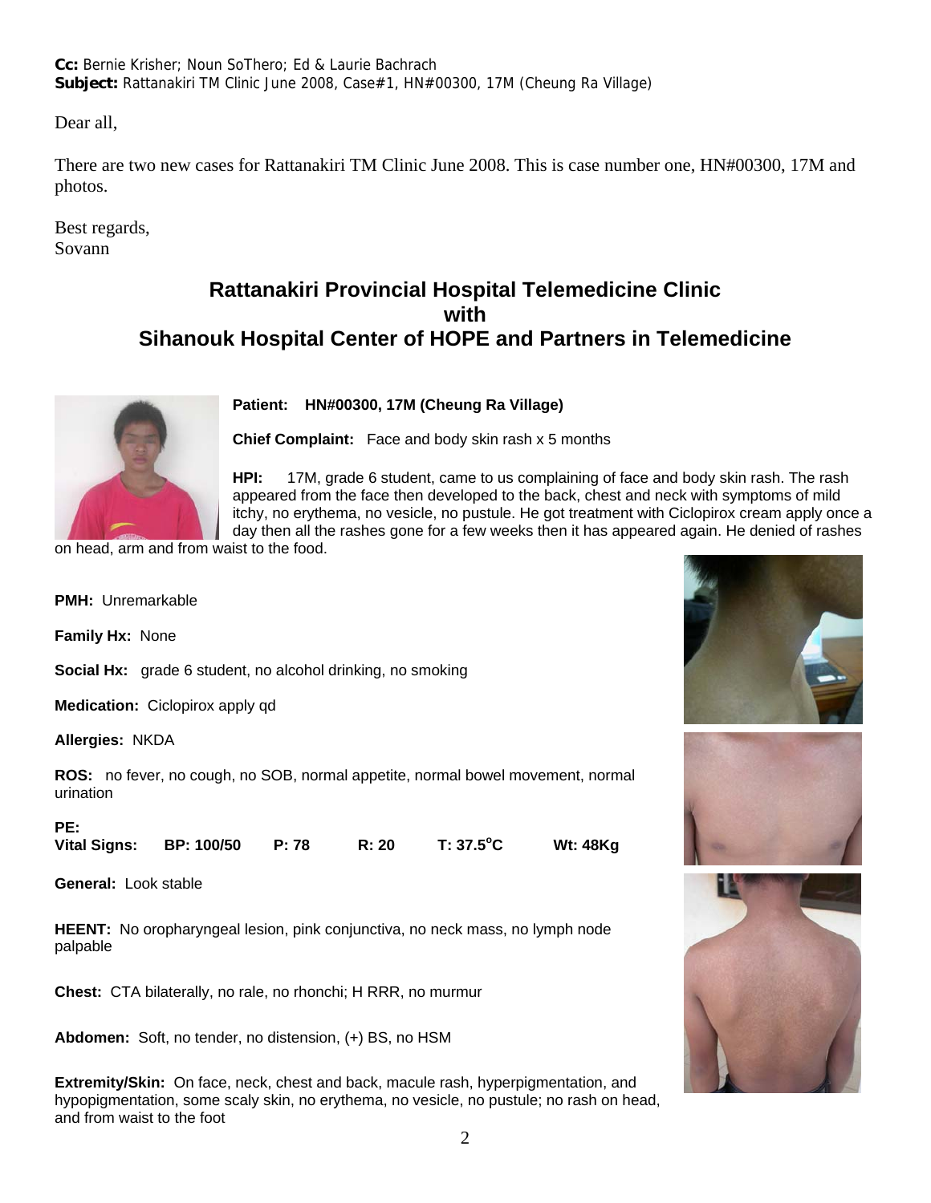**Cc:** Bernie Krisher; Noun SoThero; Ed & Laurie Bachrach
**Subject:** Rattanakiri TM Clinic June 2008, Case#1, HN#00300, 17M (Cheung Ra Village)

Dear all,

There are two new cases for Rattanakiri TM Clinic June 2008. This is case number one, HN#00300, 17M and photos.

Best regards,
Sovann

## Rattanakiri Provincial Hospital Telemedicine Clinic with Sihanouk Hospital Center of HOPE and Partners in Telemedicine

**Patient: HN#00300, 17M (Cheung Ra Village)**

**Chief Complaint:** Face and body skin rash x 5 months

**HPI:** 17M, grade 6 student, came to us complaining of face and body skin rash. The rash appeared from the face then developed to the back, chest and neck with symptoms of mild itchy, no erythema, no vesicle, no pustule. He got treatment with Ciclopirox cream apply once a day then all the rashes gone for a few weeks then it has appeared again. He denied of rashes on head, arm and from waist to the food.

**PMH:** Unremarkable

**Family Hx:** None

**Social Hx:** grade 6 student, no alcohol drinking, no smoking

**Medication:** Ciclopirox apply qd

**Allergies:** NKDA

**ROS:** no fever, no cough, no SOB, normal appetite, normal bowel movement, normal urination

**PE:**
**Vital Signs: BP: 100/50 P: 78 R: 20 T: 37.5°C Wt: 48Kg**

**General:** Look stable

**HEENT:** No oropharyngeal lesion, pink conjunctiva, no neck mass, no lymph node palpable

**Chest:** CTA bilaterally, no rale, no rhonchi; H RRR, no murmur

**Abdomen:** Soft, no tender, no distension, (+) BS, no HSM

**Extremity/Skin:** On face, neck, chest and back, macule rash, hyperpigmentation, and hypopigmentation, some scaly skin, no erythema, no vesicle, no pustule; no rash on head, and from waist to the foot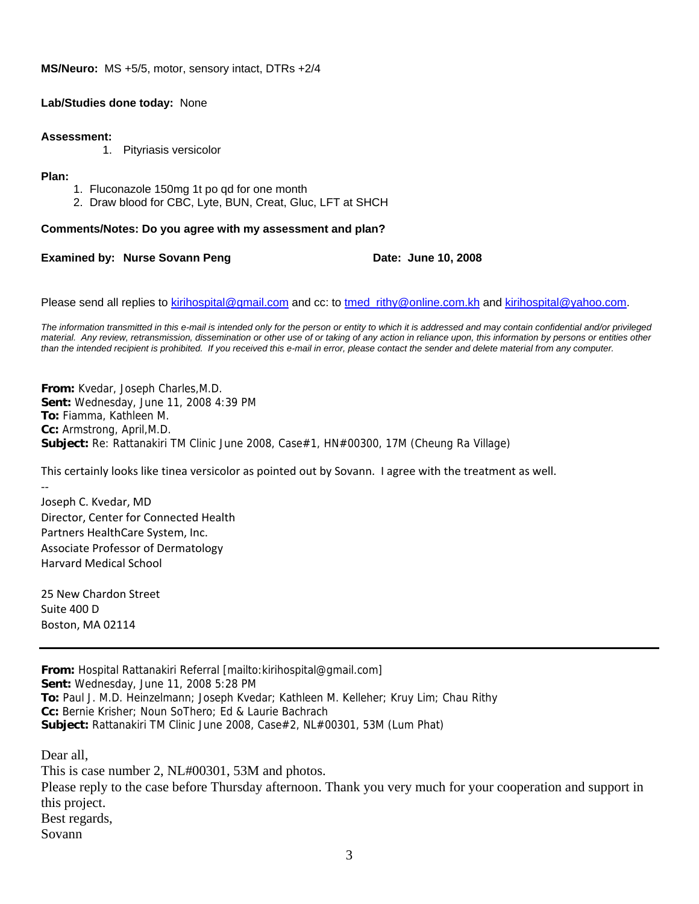**MS/Neuro:** MS +5/5, motor, sensory intact, DTRs +2/4

**Lab/Studies done today:** None

**Assessment:**

1. Pityriasis versicolor

**Plan:**

1. Fluconazole 150mg 1t po qd for one month
2. Draw blood for CBC, Lyte, BUN, Creat, Gluc, LFT at SHCH

**Comments/Notes: Do you agree with my assessment and plan?**

**Examined by: Nurse Sovann Peng** **Date: June 10, 2008**

Please send all replies to kirihospital@gmail.com and cc: to tmed_rithy@online.com.kh and kirihospital@yahoo.com.

*The information transmitted in this e-mail is intended only for the person or entity to which it is addressed and may contain confidential and/or privileged material. Any review, retransmission, dissemination or other use of or taking of any action in reliance upon, this information by persons or entities other than the intended recipient is prohibited. If you received this e-mail in error, please contact the sender and delete material from any computer.*

**From:** Kvedar, Joseph Charles,M.D.
**Sent:** Wednesday, June 11, 2008 4:39 PM
**To:** Fiamma, Kathleen M.
**Cc:** Armstrong, April,M.D.
**Subject:** Re: Rattanakiri TM Clinic June 2008, Case#1, HN#00300, 17M (Cheung Ra Village)

This certainly looks like tinea versicolor as pointed out by Sovann. I agree with the treatment as well.

--
Joseph C. Kvedar, MD
Director, Center for Connected Health
Partners HealthCare System, Inc.
Associate Professor of Dermatology
Harvard Medical School

25 New Chardon Street
Suite 400 D
Boston, MA 02114

---

**From:** Hospital Rattanakiri Referral [mailto:kirihospital@gmail.com]
**Sent:** Wednesday, June 11, 2008 5:28 PM
**To:** Paul J. M.D. Heinzelmann; Joseph Kvedar; Kathleen M. Kelleher; Kruy Lim; Chau Rithy
**Cc:** Bernie Krisher; Noun SoThero; Ed & Laurie Bachrach
**Subject:** Rattanakiri TM Clinic June 2008, Case#2, NL#00301, 53M (Lum Phat)

Dear all,
This is case number 2, NL#00301, 53M and photos.
Please reply to the case before Thursday afternoon. Thank you very much for your cooperation and support in this project.
Best regards,
Sovann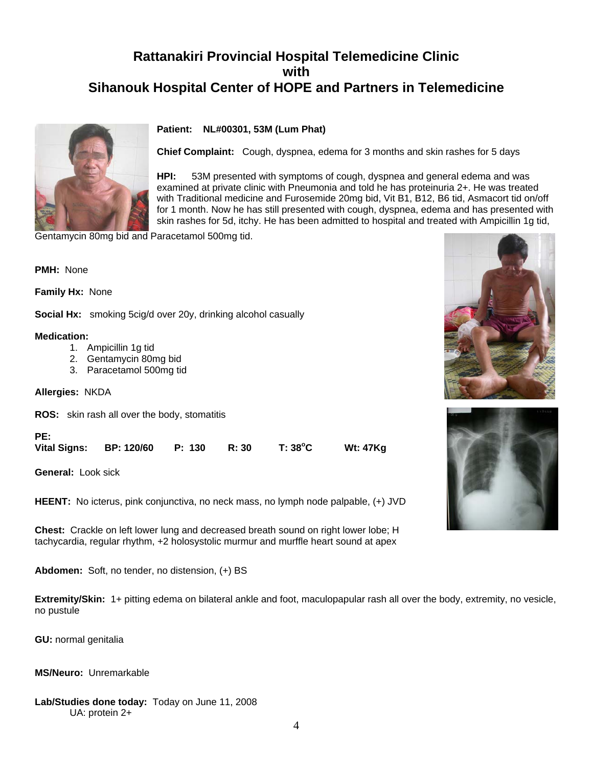# Rattanakiri Provincial Hospital Telemedicine Clinic with Sihanouk Hospital Center of HOPE and Partners in Telemedicine

**Patient:** NL#00301, 53M (Lum Phat)

**Chief Complaint:** Cough, dyspnea, edema for 3 months and skin rashes for 5 days

**HPI:** 53M presented with symptoms of cough, dyspnea and general edema and was examined at private clinic with Pneumonia and told he has proteinuria 2+. He was treated with Traditional medicine and Furosemide 20mg bid, Vit B1, B12, B6 tid, Asmacort tid on/off for 1 month. Now he has still presented with cough, dyspnea, edema and has presented with skin rashes for 5d, itchy. He has been admitted to hospital and treated with Ampicillin 1g tid, Gentamycin 80mg bid and Paracetamol 500mg tid.

**PMH:** None

**Family Hx:** None

**Social Hx:** smoking 5cig/d over 20y, drinking alcohol casually

**Medication:**

1. Ampicillin 1g tid
2. Gentamycin 80mg bid
3. Paracetamol 500mg tid

**Allergies:** NKDA

**ROS:** skin rash all over the body, stomatitis

**PE:**

**Vital Signs:** **BP: 120/60** **P: 130** **R: 30** **T: 38°C** **Wt: 47Kg**

**General:** Look sick

**HEENT:** No icterus, pink conjunctiva, no neck mass, no lymph node palpable, (+) JVD

**Chest:** Crackle on left lower lung and decreased breath sound on right lower lobe; H tachycardia, regular rhythm, +2 holosystolic murmur and murffle heart sound at apex

**Abdomen:** Soft, no tender, no distension, (+) BS

**Extremity/Skin:** 1+ pitting edema on bilateral ankle and foot, maculopapular rash all over the body, extremity, no vesicle, no pustule

**GU:** normal genitalia

**MS/Neuro:** Unremarkable

**Lab/Studies done today:** Today on June 11, 2008

UA: protein 2+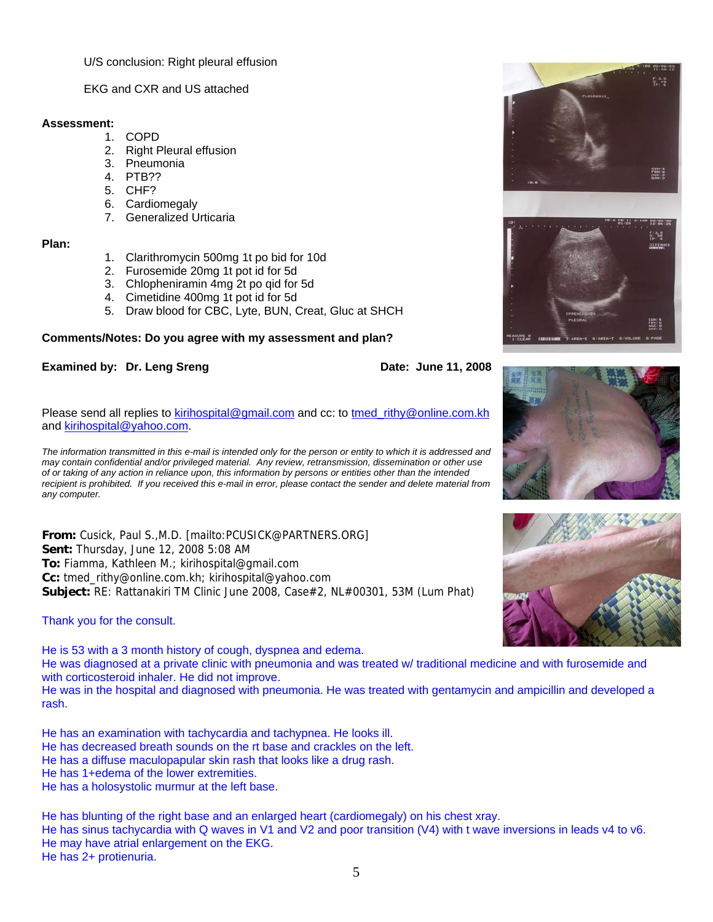U/S conclusion: Right pleural effusion

EKG and CXR and US attached

**Assessment:**

1. COPD
2. Right Pleural effusion
3. Pneumonia
4. PTB??
5. CHF?
6. Cardiomegaly
7. Generalized Urticaria

**Plan:**

1. Clarithromycin 500mg 1t po bid for 10d
2. Furosemide 20mg 1t pot id for 5d
3. Chlopheniramin 4mg 2t po qid for 5d
4. Cimetidine 400mg 1t pot id for 5d
5. Draw blood for CBC, Lyte, BUN, Creat, Gluc at SHCH

**Comments/Notes: Do you agree with my assessment and plan?**

**Examined by: Dr. Leng Sreng** **Date: June 11, 2008**

Please send all replies to kirihospital@gmail.com and cc: to tmed_rithy@online.com.kh and kirihospital@yahoo.com.

*The information transmitted in this e-mail is intended only for the person or entity to which it is addressed and may contain confidential and/or privileged material. Any review, retransmission, dissemination or other use of or taking of any action in reliance upon, this information by persons or entities other than the intended recipient is prohibited. If you received this e-mail in error, please contact the sender and delete material from any computer.*

**From:** Cusick, Paul S.,M.D. [mailto:PCUSICK@PARTNERS.ORG]
**Sent:** Thursday, June 12, 2008 5:08 AM
**To:** Fiamma, Kathleen M.; kirihospital@gmail.com
**Cc:** tmed_rithy@online.com.kh; kirihospital@yahoo.com
**Subject:** RE: Rattanakiri TM Clinic June 2008, Case#2, NL#00301, 53M (Lum Phat)

Thank you for the consult.

He is 53 with a 3 month history of cough, dyspnea and edema.
He was diagnosed at a private clinic with pneumonia and was treated w/ traditional medicine and with furosemide and with corticosteroid inhaler. He did not improve.
He was in the hospital and diagnosed with pneumonia. He was treated with gentamycin and ampicillin and developed a rash.

He has an examination with tachycardia and tachypnea. He looks ill.
He has decreased breath sounds on the rt base and crackles on the left.
He has a diffuse maculopapular skin rash that looks like a drug rash.
He has 1+edema of the lower extremities.
He has a holosystolic murmur at the left base.

He has blunting of the right base and an enlarged heart (cardiomegaly) on his chest xray.
He has sinus tachycardia with Q waves in V1 and V2 and poor transition (V4) with t wave inversions in leads v4 to v6.
He may have atrial enlargement on the EKG.
He has 2+ protienuria.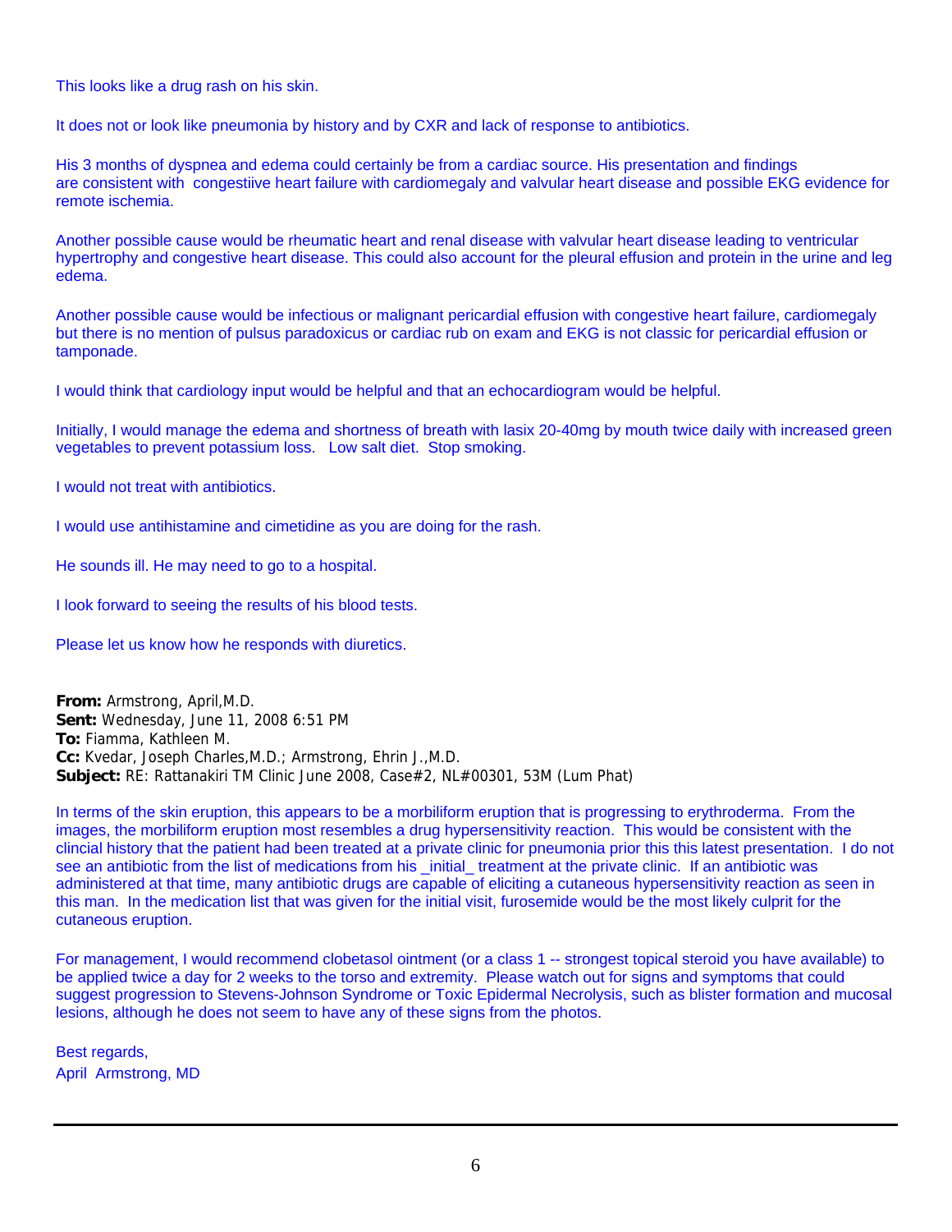This looks like a drug rash on his skin.

It does not or look like pneumonia by history and by CXR and lack of response to antibiotics.

His 3 months of dyspnea and edema could certainly be from a cardiac source. His presentation and findings are consistent with congestiive heart failure with cardiomegaly and valvular heart disease and possible EKG evidence for remote ischemia.

Another possible cause would be rheumatic heart and renal disease with valvular heart disease leading to ventricular hypertrophy and congestive heart disease. This could also account for the pleural effusion and protein in the urine and leg edema.

Another possible cause would be infectious or malignant pericardial effusion with congestive heart failure, cardiomegaly but there is no mention of pulsus paradoxicus or cardiac rub on exam and EKG is not classic for pericardial effusion or tamponade.

I would think that cardiology input would be helpful and that an echocardiogram would be helpful.

Initially, I would manage the edema and shortness of breath with lasix 20-40mg by mouth twice daily with increased green vegetables to prevent potassium loss. Low salt diet. Stop smoking.

I would not treat with antibiotics.

I would use antihistamine and cimetidine as you are doing for the rash.

He sounds ill. He may need to go to a hospital.

I look forward to seeing the results of his blood tests.

Please let us know how he responds with diuretics.

**From:** Armstrong, April,M.D.
**Sent:** Wednesday, June 11, 2008 6:51 PM
**To:** Fiamma, Kathleen M.
**Cc:** Kvedar, Joseph Charles,M.D.; Armstrong, Ehrin J.,M.D.
**Subject:** RE: Rattanakiri TM Clinic June 2008, Case#2, NL#00301, 53M (Lum Phat)

In terms of the skin eruption, this appears to be a morbiliform eruption that is progressing to erythroderma. From the images, the morbiliform eruption most resembles a drug hypersensitivity reaction. This would be consistent with the clincial history that the patient had been treated at a private clinic for pneumonia prior this this latest presentation. I do not see an antibiotic from the list of medications from his _initial_ treatment at the private clinic. If an antibiotic was administered at that time, many antibiotic drugs are capable of eliciting a cutaneous hypersensitivity reaction as seen in this man. In the medication list that was given for the initial visit, furosemide would be the most likely culprit for the cutaneous eruption.

For management, I would recommend clobetasol ointment (or a class 1 -- strongest topical steroid you have available) to be applied twice a day for 2 weeks to the torso and extremity. Please watch out for signs and symptoms that could suggest progression to Stevens-Johnson Syndrome or Toxic Epidermal Necrolysis, such as blister formation and mucosal lesions, although he does not seem to have any of these signs from the photos.

Best regards,
April Armstrong, MD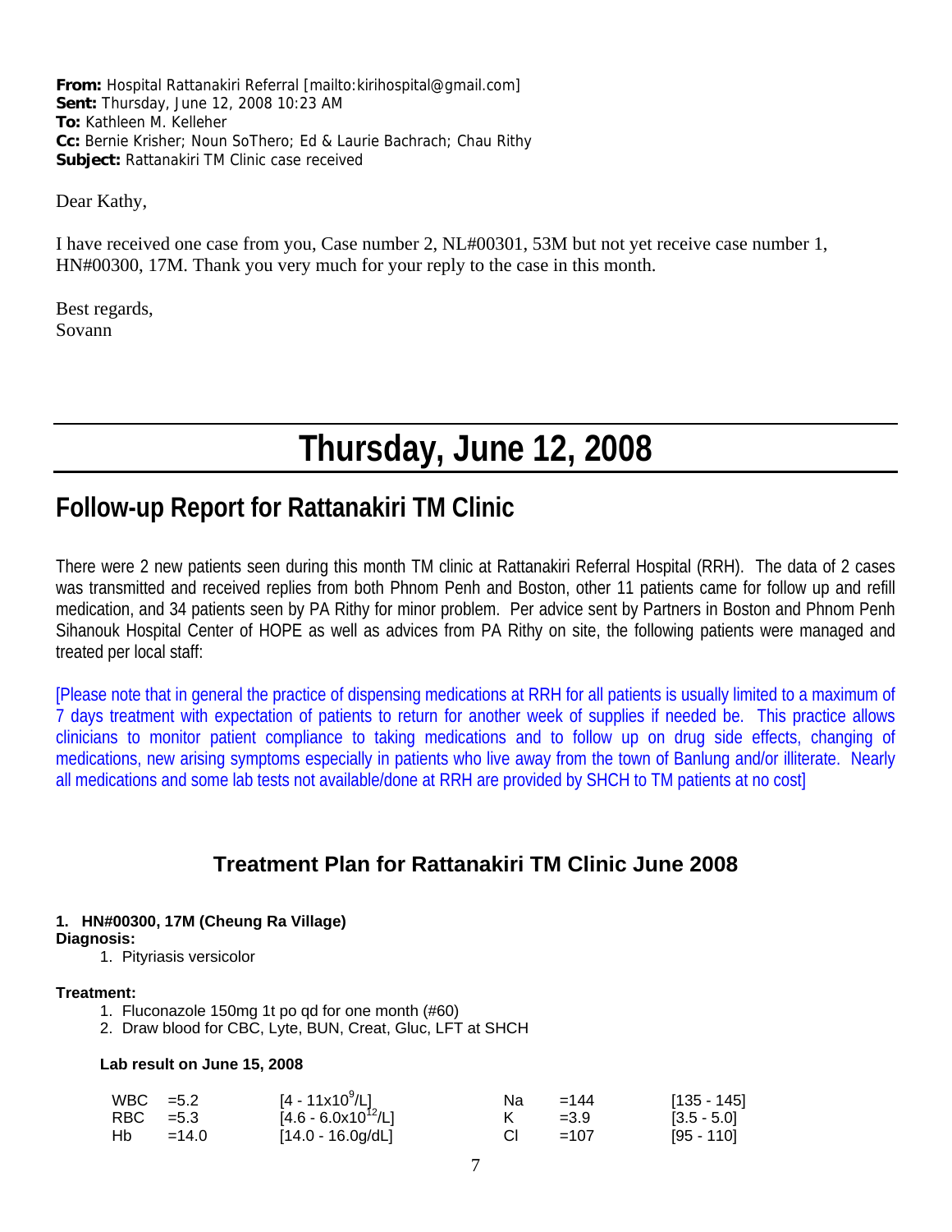**From:** Hospital Rattanakiri Referral [mailto:kirihospital@gmail.com]
**Sent:** Thursday, June 12, 2008 10:23 AM
**To:** Kathleen M. Kelleher
**Cc:** Bernie Krisher; Noun SoThero; Ed & Laurie Bachrach; Chau Rithy
**Subject:** Rattanakiri TM Clinic case received

Dear Kathy,

I have received one case from you, Case number 2, NL#00301, 53M but not yet receive case number 1, HN#00300, 17M. Thank you very much for your reply to the case in this month.

Best regards,
Sovann

# Thursday, June 12, 2008

## Follow-up Report for Rattanakiri TM Clinic

There were 2 new patients seen during this month TM clinic at Rattanakiri Referral Hospital (RRH). The data of 2 cases was transmitted and received replies from both Phnom Penh and Boston, other 11 patients came for follow up and refill medication, and 34 patients seen by PA Rithy for minor problem. Per advice sent by Partners in Boston and Phnom Penh Sihanouk Hospital Center of HOPE as well as advices from PA Rithy on site, the following patients were managed and treated per local staff:

[Please note that in general the practice of dispensing medications at RRH for all patients is usually limited to a maximum of 7 days treatment with expectation of patients to return for another week of supplies if needed be. This practice allows clinicians to monitor patient compliance to taking medications and to follow up on drug side effects, changing of medications, new arising symptoms especially in patients who live away from the town of Banlung and/or illiterate. Nearly all medications and some lab tests not available/done at RRH are provided by SHCH to TM patients at no cost]

### Treatment Plan for Rattanakiri TM Clinic June 2008

**1. HN#00300, 17M (Cheung Ra Village)**

**Diagnosis:**

1. Pityriasis versicolor

**Treatment:**

1. Fluconazole 150mg 1t po qd for one month (#60)
2. Draw blood for CBC, Lyte, BUN, Creat, Gluc, LFT at SHCH

**Lab result on June 15, 2008**

| | | | | | |
|---|---|---|---|---|---|
| WBC | =5.2 | [4 - 11x10$^9$/L] | Na | =144 | [135 - 145] |
| RBC | =5.3 | [4.6 - 6.0x10$^{12}$/L] | K | =3.9 | [3.5 - 5.0] |
| Hb | =14.0 | [14.0 - 16.0g/dL] | Cl | =107 | [95 - 110] |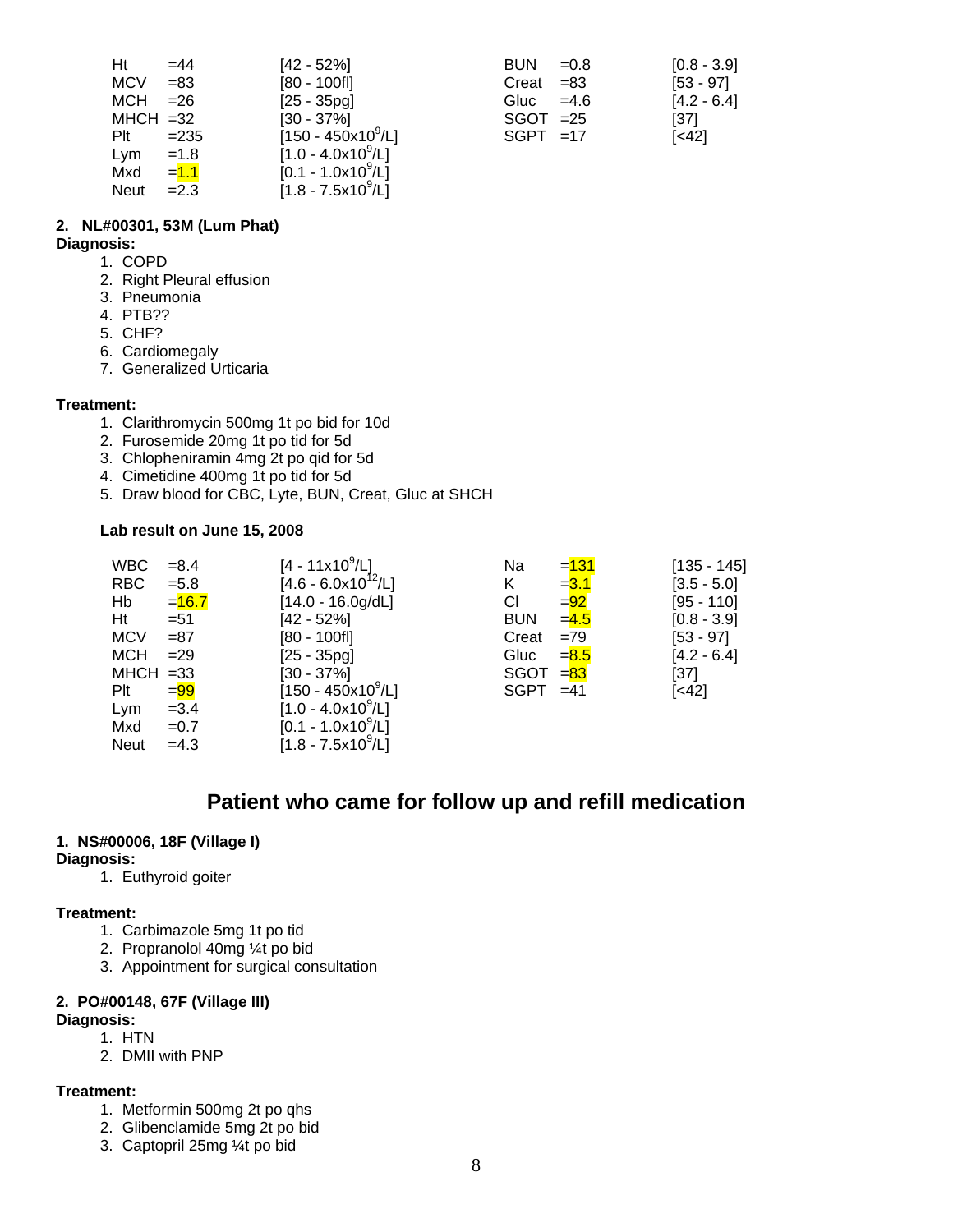| | | | | | |
|---|---|---|---|---|---|
| Ht | =44 | [42 - 52%] | BUN | =0.8 | [0.8 - 3.9] |
| MCV | =83 | [80 - 100fl] | Creat | =83 | [53 - 97] |
| MCH | =26 | [25 - 35pg] | Gluc | =4.6 | [4.2 - 6.4] |
| MHCH | =32 | [30 - 37%] | SGOT | =25 | [37] |
| Plt | =235 | [150 - 450x10$^9$/L] | SGPT | =17 | [<42] |
| Lym | =1.8 | [1.0 - 4.0x10$^9$/L] | | | |
| Mxd | =1.1 | [0.1 - 1.0x10$^9$/L] | | | |
| Neut | =2.3 | [1.8 - 7.5x10$^9$/L] | | | |

**2. NL#00301, 53M (Lum Phat)**

**Diagnosis:**

1. COPD
2. Right Pleural effusion
3. Pneumonia
4. PTB??
5. CHF?
6. Cardiomegaly
7. Generalized Urticaria

**Treatment:**

1. Clarithromycin 500mg 1t po bid for 10d
2. Furosemide 20mg 1t po tid for 5d
3. Chlopheniramin 4mg 2t po qid for 5d
4. Cimetidine 400mg 1t po tid for 5d
5. Draw blood for CBC, Lyte, BUN, Creat, Gluc at SHCH

**Lab result on June 15, 2008**

| | | | | | |
|---|---|---|---|---|---|
| WBC | =8.4 | [4 - 11x10$^9$/L] | Na | =131 | [135 - 145] |
| RBC | =5.8 | [4.6 - 6.0x10$^{12}$/L] | K | =3.1 | [3.5 - 5.0] |
| Hb | =16.7 | [14.0 - 16.0g/dL] | Cl | =92 | [95 - 110] |
| Ht | =51 | [42 - 52%] | BUN | =4.5 | [0.8 - 3.9] |
| MCV | =87 | [80 - 100fl] | Creat | =79 | [53 - 97] |
| MCH | =29 | [25 - 35pg] | Gluc | =8.5 | [4.2 - 6.4] |
| MHCH | =33 | [30 - 37%] | SGOT | =83 | [37] |
| Plt | =99 | [150 - 450x10$^9$/L] | SGPT | =41 | [<42] |
| Lym | =3.4 | [1.0 - 4.0x10$^9$/L] | | | |
| Mxd | =0.7 | [0.1 - 1.0x10$^9$/L] | | | |
| Neut | =4.3 | [1.8 - 7.5x10$^9$/L] | | | |

## Patient who came for follow up and refill medication

**1. NS#00006, 18F (Village I)**

**Diagnosis:**

1. Euthyroid goiter

**Treatment:**

1. Carbimazole 5mg 1t po tid
2. Propranolol 40mg ¼t po bid
3. Appointment for surgical consultation

**2. PO#00148, 67F (Village III)**

**Diagnosis:**

1. HTN
2. DMII with PNP

**Treatment:**

1. Metformin 500mg 2t po qhs
2. Glibenclamide 5mg 2t po bid
3. Captopril 25mg ¼t po bid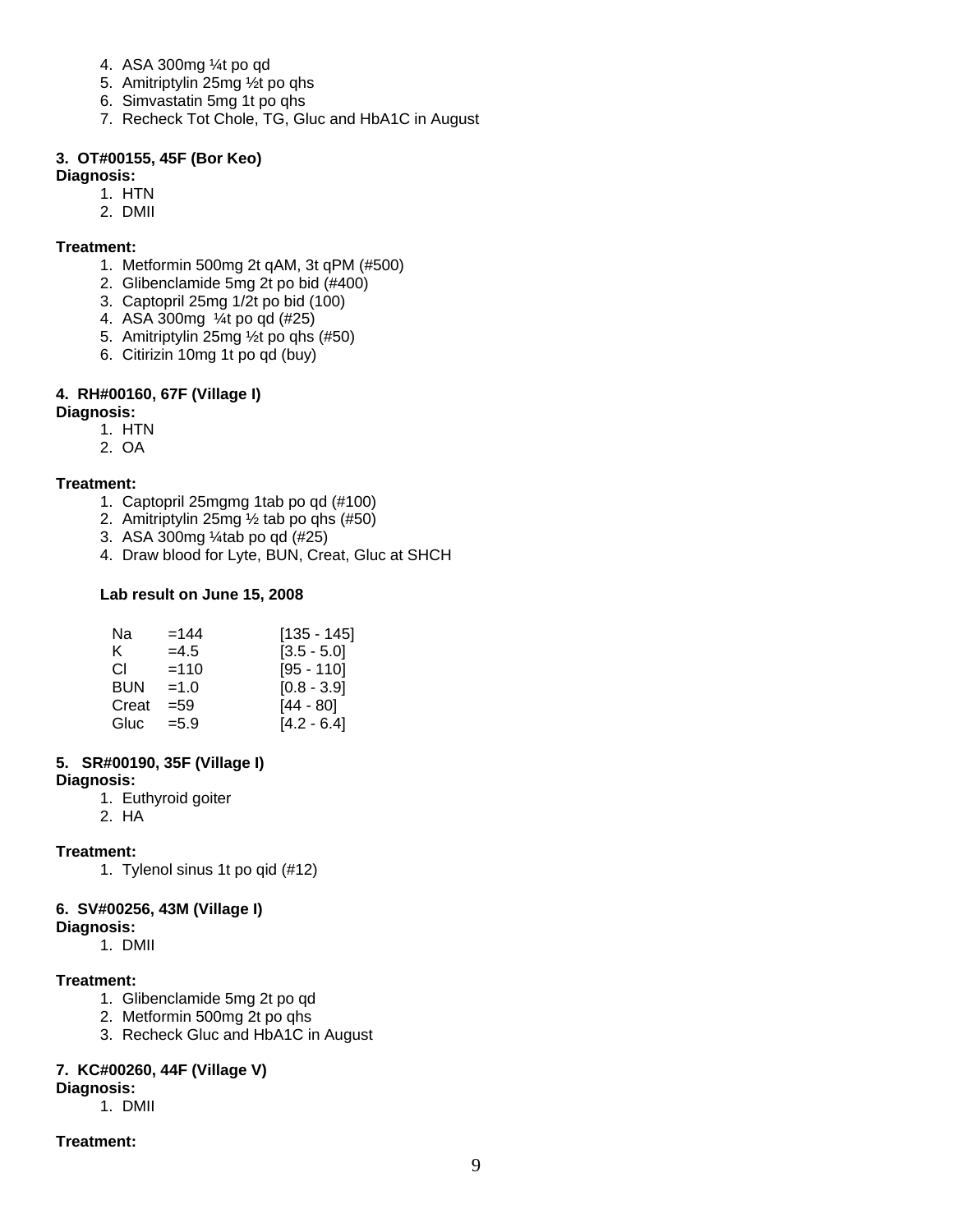4. ASA 300mg ¼t po qd
5. Amitriptylin 25mg ½t po qhs
6. Simvastatin 5mg 1t po qhs
7. Recheck Tot Chole, TG, Gluc and HbA1C in August

**3. OT#00155, 45F (Bor Keo)**

**Diagnosis:**

1. HTN
2. DMII

**Treatment:**

1. Metformin 500mg 2t qAM, 3t qPM (#500)
2. Glibenclamide 5mg 2t po bid (#400)
3. Captopril 25mg 1/2t po bid (100)
4. ASA 300mg ¼t po qd (#25)
5. Amitriptylin 25mg ½t po qhs (#50)
6. Citirizin 10mg 1t po qd (buy)

**4. RH#00160, 67F (Village I)**

**Diagnosis:**

1. HTN
2. OA

**Treatment:**

1. Captopril 25mgmg 1tab po qd (#100)
2. Amitriptylin 25mg ½ tab po qhs (#50)
3. ASA 300mg ¼tab po qd (#25)
4. Draw blood for Lyte, BUN, Creat, Gluc at SHCH

**Lab result on June 15, 2008**

| | | |
|---|---|---|
| Na | =144 | [135 - 145] |
| K | =4.5 | [3.5 - 5.0] |
| Cl | =110 | [95 - 110] |
| BUN | =1.0 | [0.8 - 3.9] |
| Creat | =59 | [44 - 80] |
| Gluc | =5.9 | [4.2 - 6.4] |

**5. SR#00190, 35F (Village I)**

**Diagnosis:**

1. Euthyroid goiter
2. HA

**Treatment:**

1. Tylenol sinus 1t po qid (#12)

**6. SV#00256, 43M (Village I)**

**Diagnosis:**

1. DMII

**Treatment:**

1. Glibenclamide 5mg 2t po qd
2. Metformin 500mg 2t po qhs
3. Recheck Gluc and HbA1C in August

**7. KC#00260, 44F (Village V)**

**Diagnosis:**

1. DMII

**Treatment:**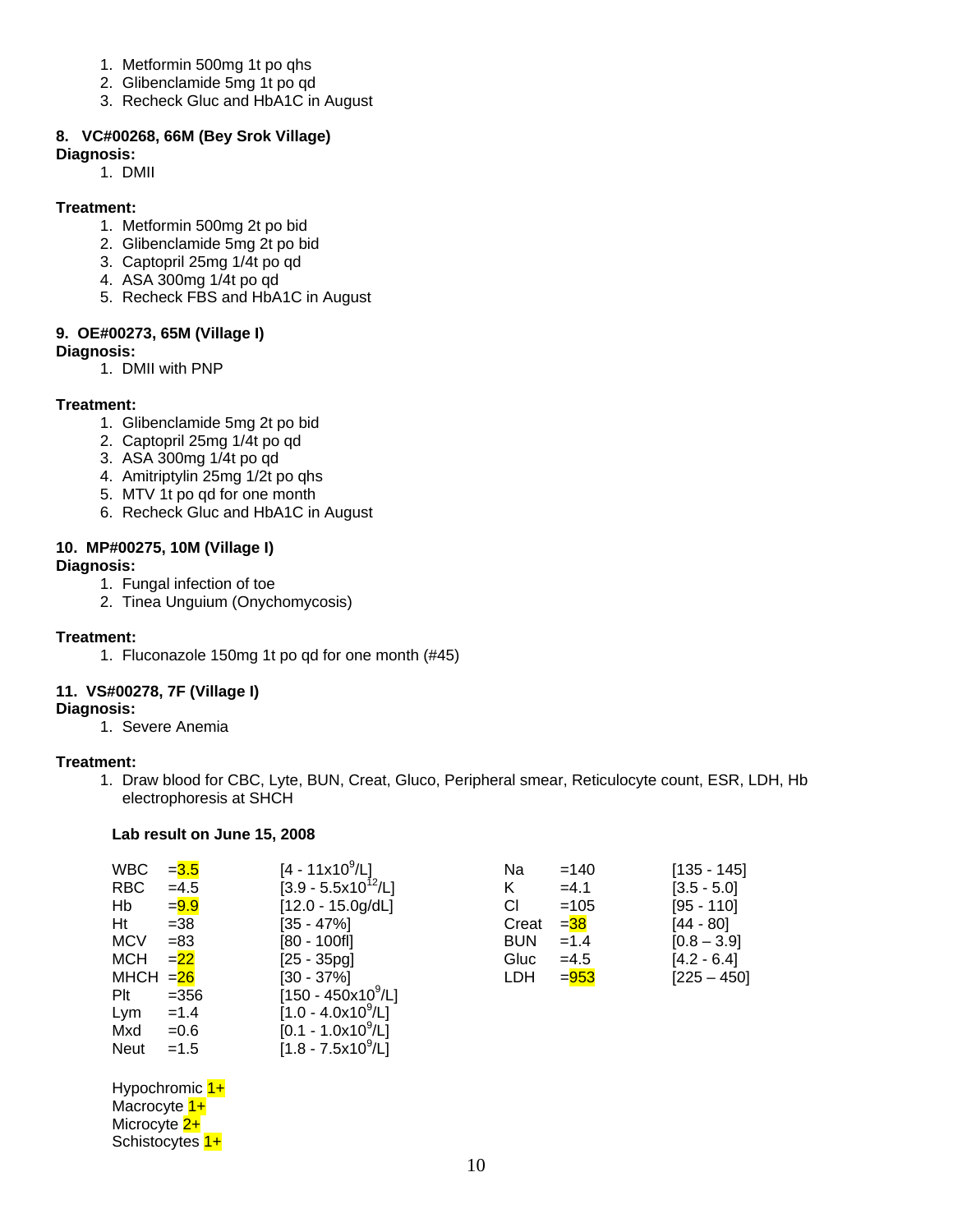1. Metformin 500mg 1t po qhs
2. Glibenclamide 5mg 1t po qd
3. Recheck Gluc and HbA1C in August

**8. VC#00268, 66M (Bey Srok Village)**

**Diagnosis:**

1. DMII

**Treatment:**

1. Metformin 500mg 2t po bid
2. Glibenclamide 5mg 2t po bid
3. Captopril 25mg 1/4t po qd
4. ASA 300mg 1/4t po qd
5. Recheck FBS and HbA1C in August

**9. OE#00273, 65M (Village I)**

**Diagnosis:**

1. DMII with PNP

**Treatment:**

1. Glibenclamide 5mg 2t po bid
2. Captopril 25mg 1/4t po qd
3. ASA 300mg 1/4t po qd
4. Amitriptylin 25mg 1/2t po qhs
5. MTV 1t po qd for one month
6. Recheck Gluc and HbA1C in August

**10. MP#00275, 10M (Village I)**

**Diagnosis:**

1. Fungal infection of toe
2. Tinea Unguium (Onychomycosis)

**Treatment:**

1. Fluconazole 150mg 1t po qd for one month (#45)

**11. VS#00278, 7F (Village I)**

**Diagnosis:**

1. Severe Anemia

**Treatment:**

1. Draw blood for CBC, Lyte, BUN, Creat, Gluco, Peripheral smear, Reticulocyte count, ESR, LDH, Hb electrophoresis at SHCH

**Lab result on June 15, 2008**

| Test | Result | Reference | Test | Result | Reference |
|---|---|---|---|---|---|
| WBC | =3.5 | [4 - 11x10$^9$/L] | Na | =140 | [135 - 145] |
| RBC | =4.5 | [3.9 - 5.5x10$^{12}$/L] | K | =4.1 | [3.5 - 5.0] |
| Hb | =9.9 | [12.0 - 15.0g/dL] | Cl | =105 | [95 - 110] |
| Ht | =38 | [35 - 47%] | Creat | =38 | [44 - 80] |
| MCV | =83 | [80 - 100fl] | BUN | =1.4 | [0.8 – 3.9] |
| MCH | =22 | [25 - 35pg] | Gluc | =4.5 | [4.2 - 6.4] |
| MHCH | =26 | [30 - 37%] | LDH | =953 | [225 – 450] |
| Plt | =356 | [150 - 450x10$^9$/L] | | | |
| Lym | =1.4 | [1.0 - 4.0x10$^9$/L] | | | |
| Mxd | =0.6 | [0.1 - 1.0x10$^9$/L] | | | |
| Neut | =1.5 | [1.8 - 7.5x10$^9$/L] | | | |

Hypochromic 1+
Macrocyte 1+
Microcyte 2+
Schistocytes 1+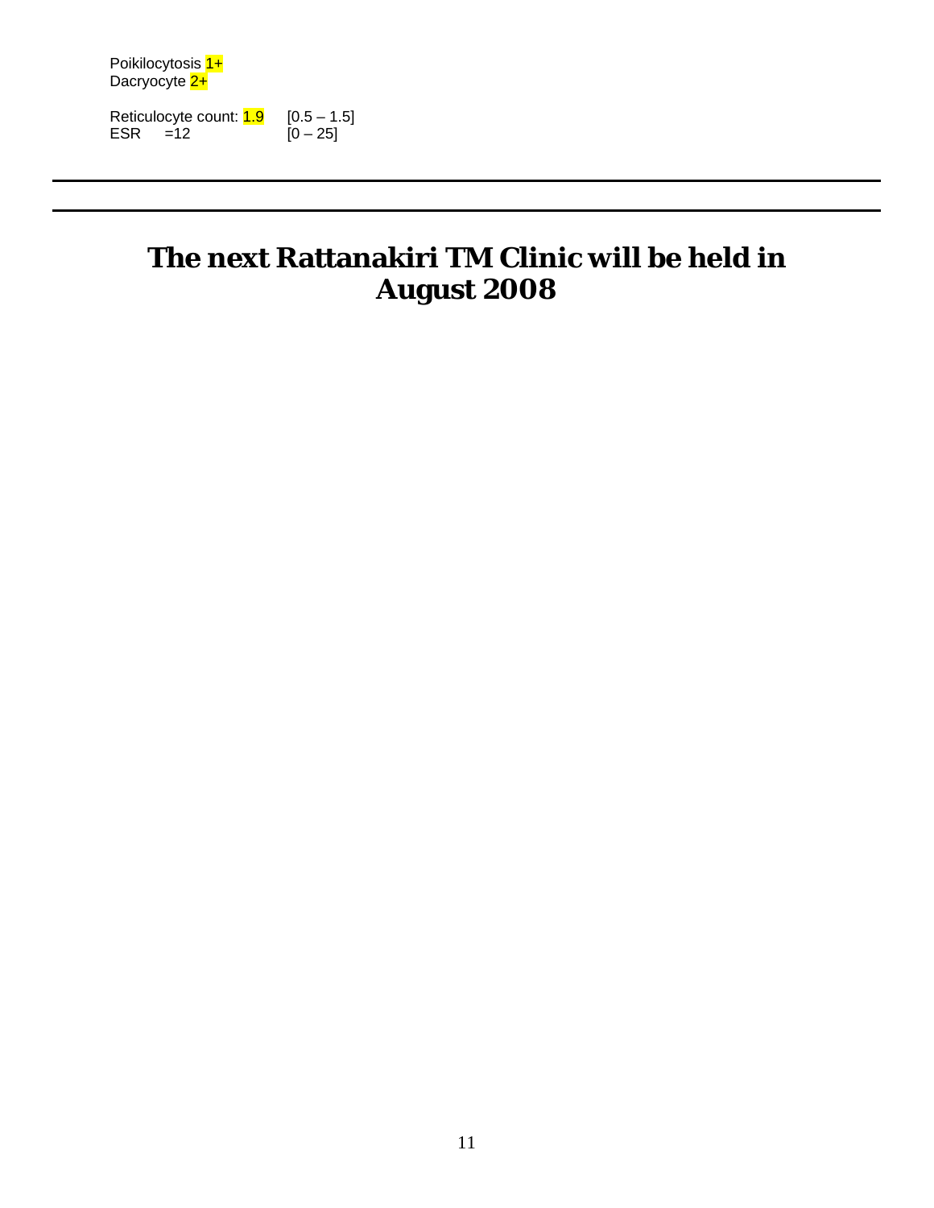Poikilocytosis 1+
Dacryocyte 2+

Reticulocyte count: 1.9 [0.5 – 1.5]
ESR =12 [0 – 25]

---

---

# The next Rattanakiri TM Clinic will be held in August 2008